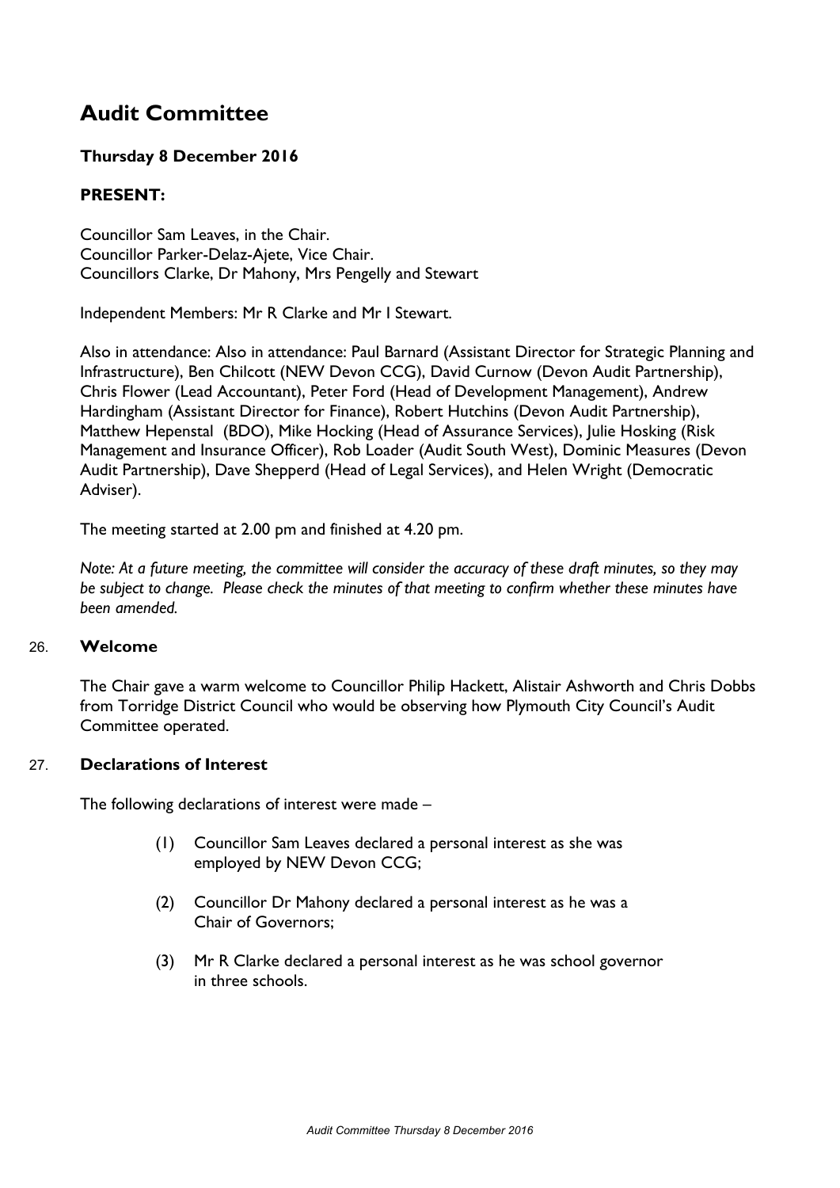# Audit Committee

**Thursday 8 December 2016**

**PRESENT:**

Councillor Sam Leaves, in the Chair.
Councillor Parker-Delaz-Ajete, Vice Chair.
Councillors Clarke, Dr Mahony, Mrs Pengelly and Stewart

Independent Members: Mr R Clarke and Mr I Stewart.

Also in attendance: Also in attendance: Paul Barnard (Assistant Director for Strategic Planning and Infrastructure), Ben Chilcott (NEW Devon CCG), David Curnow (Devon Audit Partnership), Chris Flower (Lead Accountant), Peter Ford (Head of Development Management), Andrew Hardingham (Assistant Director for Finance), Robert Hutchins (Devon Audit Partnership), Matthew Hepenstal (BDO), Mike Hocking (Head of Assurance Services), Julie Hosking (Risk Management and Insurance Officer), Rob Loader (Audit South West), Dominic Measures (Devon Audit Partnership), Dave Shepperd (Head of Legal Services), and Helen Wright (Democratic Adviser).

The meeting started at 2.00 pm and finished at 4.20 pm.

*Note: At a future meeting, the committee will consider the accuracy of these draft minutes, so they may be subject to change. Please check the minutes of that meeting to confirm whether these minutes have been amended.*

## 26. Welcome

The Chair gave a warm welcome to Councillor Philip Hackett, Alistair Ashworth and Chris Dobbs from Torridge District Council who would be observing how Plymouth City Council's Audit Committee operated.

## 27. Declarations of Interest

The following declarations of interest were made –

(1) Councillor Sam Leaves declared a personal interest as she was employed by NEW Devon CCG;

(2) Councillor Dr Mahony declared a personal interest as he was a Chair of Governors;

(3) Mr R Clarke declared a personal interest as he was school governor in three schools.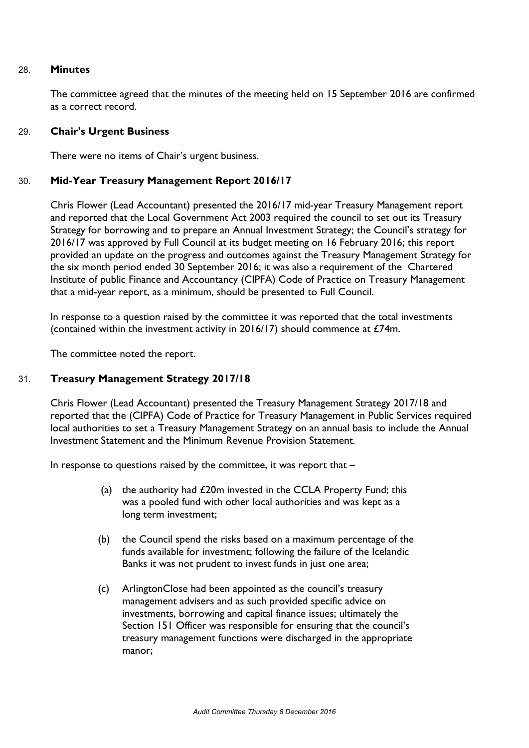## 28. **Minutes**

The committee <u>agreed</u> that the minutes of the meeting held on 15 September 2016 are confirmed as a correct record.

## 29. **Chair's Urgent Business**

There were no items of Chair's urgent business.

## 30. **Mid-Year Treasury Management Report 2016/17**

Chris Flower (Lead Accountant) presented the 2016/17 mid-year Treasury Management report and reported that the Local Government Act 2003 required the council to set out its Treasury Strategy for borrowing and to prepare an Annual Investment Strategy; the Council's strategy for 2016/17 was approved by Full Council at its budget meeting on 16 February 2016; this report provided an update on the progress and outcomes against the Treasury Management Strategy for the six month period ended 30 September 2016; it was also a requirement of the Chartered Institute of public Finance and Accountancy (CIPFA) Code of Practice on Treasury Management that a mid-year report, as a minimum, should be presented to Full Council.

In response to a question raised by the committee it was reported that the total investments (contained within the investment activity in 2016/17) should commence at £74m.

The committee noted the report.

## 31. **Treasury Management Strategy 2017/18**

Chris Flower (Lead Accountant) presented the Treasury Management Strategy 2017/18 and reported that the (CIPFA) Code of Practice for Treasury Management in Public Services required local authorities to set a Treasury Management Strategy on an annual basis to include the Annual Investment Statement and the Minimum Revenue Provision Statement.

In response to questions raised by the committee, it was report that –

(a) the authority had £20m invested in the CCLA Property Fund; this was a pooled fund with other local authorities and was kept as a long term investment;

(b) the Council spend the risks based on a maximum percentage of the funds available for investment; following the failure of the Icelandic Banks it was not prudent to invest funds in just one area;

(c) ArlingtonClose had been appointed as the council's treasury management advisers and as such provided specific advice on investments, borrowing and capital finance issues; ultimately the Section 151 Officer was responsible for ensuring that the council's treasury management functions were discharged in the appropriate manor;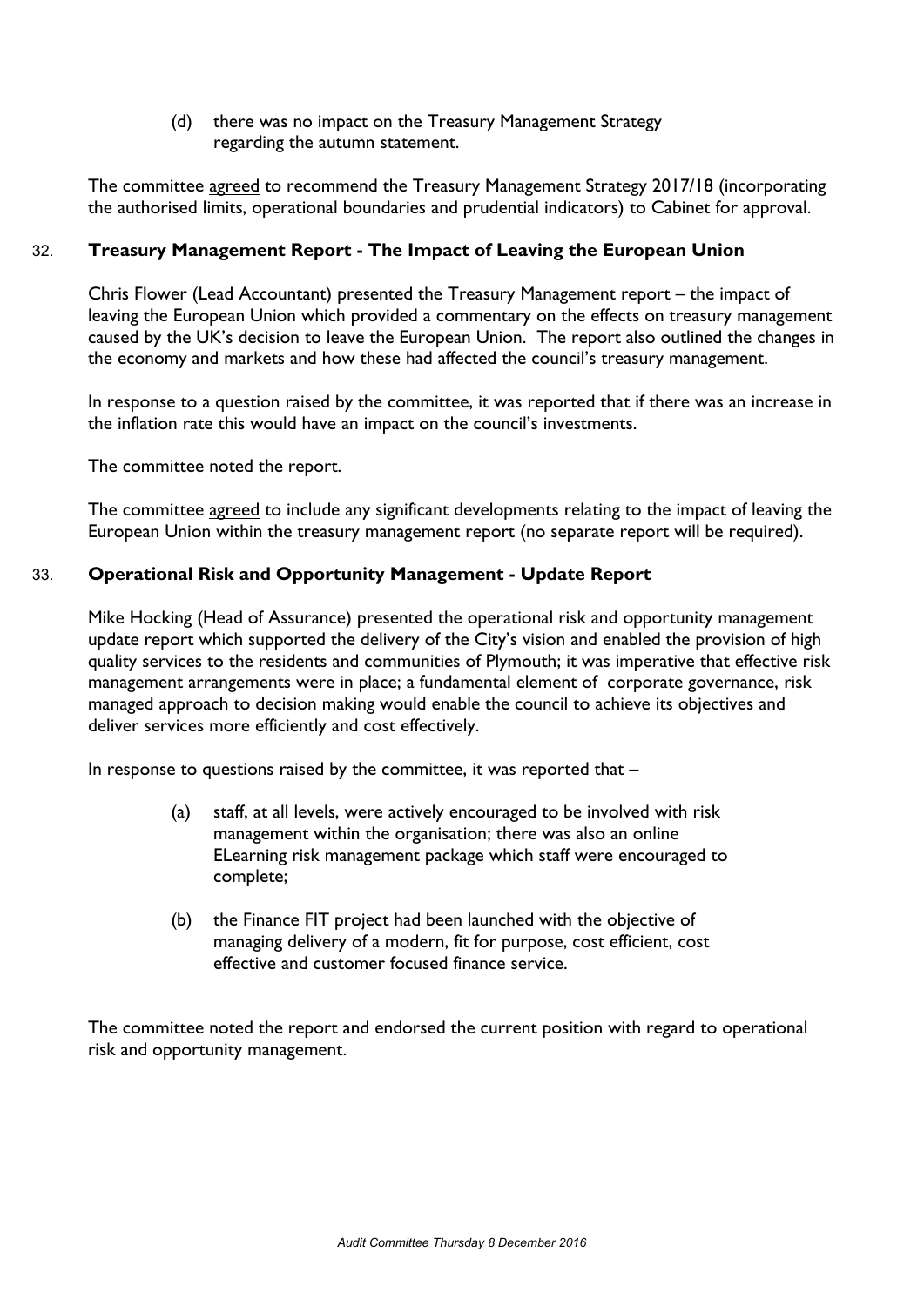(d) there was no impact on the Treasury Management Strategy regarding the autumn statement.

The committee agreed to recommend the Treasury Management Strategy 2017/18 (incorporating the authorised limits, operational boundaries and prudential indicators) to Cabinet for approval.

## 32. Treasury Management Report - The Impact of Leaving the European Union

Chris Flower (Lead Accountant) presented the Treasury Management report – the impact of leaving the European Union which provided a commentary on the effects on treasury management caused by the UK's decision to leave the European Union. The report also outlined the changes in the economy and markets and how these had affected the council's treasury management.

In response to a question raised by the committee, it was reported that if there was an increase in the inflation rate this would have an impact on the council's investments.

The committee noted the report.

The committee agreed to include any significant developments relating to the impact of leaving the European Union within the treasury management report (no separate report will be required).

## 33. Operational Risk and Opportunity Management - Update Report

Mike Hocking (Head of Assurance) presented the operational risk and opportunity management update report which supported the delivery of the City's vision and enabled the provision of high quality services to the residents and communities of Plymouth; it was imperative that effective risk management arrangements were in place; a fundamental element of corporate governance, risk managed approach to decision making would enable the council to achieve its objectives and deliver services more efficiently and cost effectively.

In response to questions raised by the committee, it was reported that –

(a) staff, at all levels, were actively encouraged to be involved with risk management within the organisation; there was also an online ELearning risk management package which staff were encouraged to complete;

(b) the Finance FIT project had been launched with the objective of managing delivery of a modern, fit for purpose, cost efficient, cost effective and customer focused finance service.

The committee noted the report and endorsed the current position with regard to operational risk and opportunity management.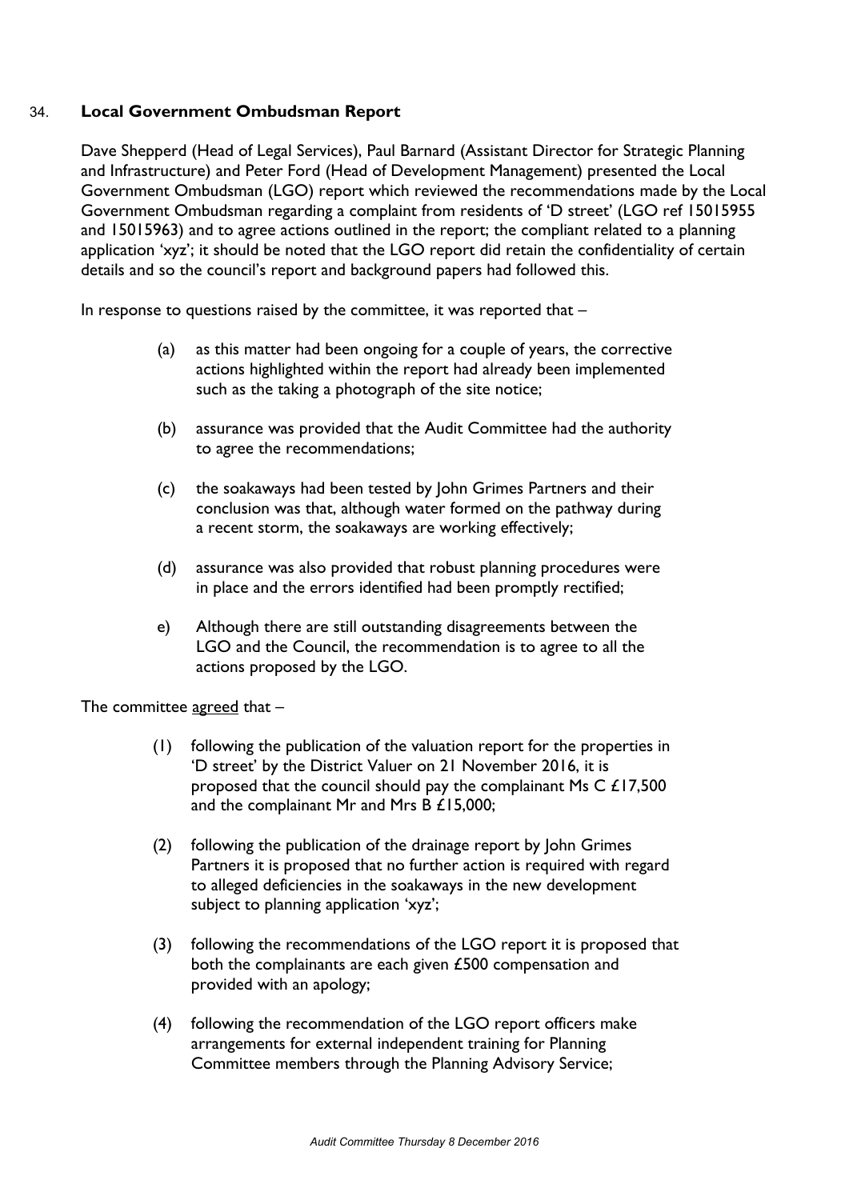34. **Local Government Ombudsman Report**

Dave Shepperd (Head of Legal Services), Paul Barnard (Assistant Director for Strategic Planning and Infrastructure) and Peter Ford (Head of Development Management) presented the Local Government Ombudsman (LGO) report which reviewed the recommendations made by the Local Government Ombudsman regarding a complaint from residents of 'D street' (LGO ref 15015955 and 15015963) and to agree actions outlined in the report; the compliant related to a planning application 'xyz'; it should be noted that the LGO report did retain the confidentiality of certain details and so the council's report and background papers had followed this.

In response to questions raised by the committee, it was reported that –

(a) as this matter had been ongoing for a couple of years, the corrective actions highlighted within the report had already been implemented such as the taking a photograph of the site notice;

(b) assurance was provided that the Audit Committee had the authority to agree the recommendations;

(c) the soakaways had been tested by John Grimes Partners and their conclusion was that, although water formed on the pathway during a recent storm, the soakaways are working effectively;

(d) assurance was also provided that robust planning procedures were in place and the errors identified had been promptly rectified;

e) Although there are still outstanding disagreements between the LGO and the Council, the recommendation is to agree to all the actions proposed by the LGO.

The committee agreed that –

(1) following the publication of the valuation report for the properties in 'D street' by the District Valuer on 21 November 2016, it is proposed that the council should pay the complainant Ms C £17,500 and the complainant Mr and Mrs B £15,000;

(2) following the publication of the drainage report by John Grimes Partners it is proposed that no further action is required with regard to alleged deficiencies in the soakaways in the new development subject to planning application 'xyz';

(3) following the recommendations of the LGO report it is proposed that both the complainants are each given £500 compensation and provided with an apology;

(4) following the recommendation of the LGO report officers make arrangements for external independent training for Planning Committee members through the Planning Advisory Service;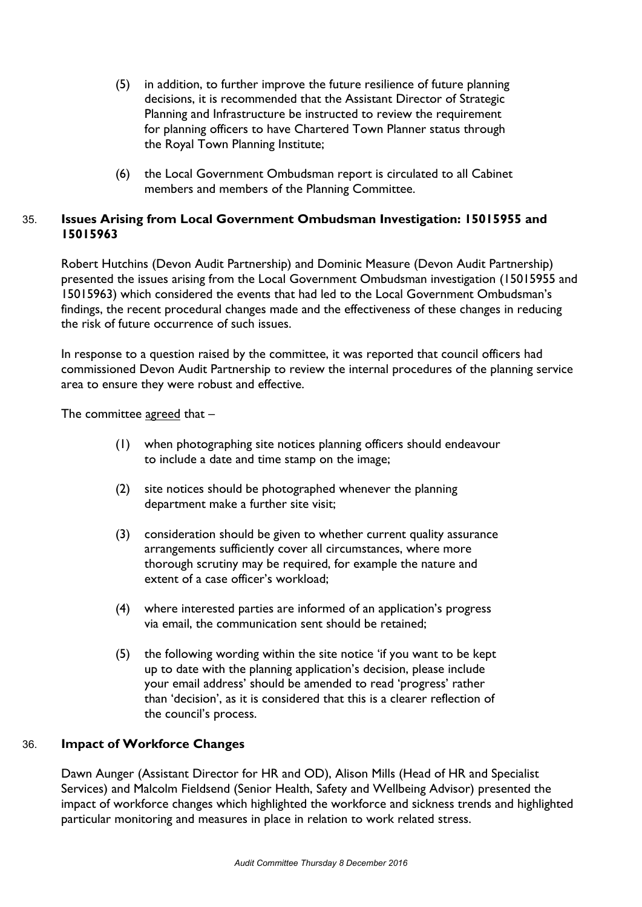(5) in addition, to further improve the future resilience of future planning decisions, it is recommended that the Assistant Director of Strategic Planning and Infrastructure be instructed to review the requirement for planning officers to have Chartered Town Planner status through the Royal Town Planning Institute;

(6) the Local Government Ombudsman report is circulated to all Cabinet members and members of the Planning Committee.

## 35. Issues Arising from Local Government Ombudsman Investigation: 15015955 and 15015963

Robert Hutchins (Devon Audit Partnership) and Dominic Measure (Devon Audit Partnership) presented the issues arising from the Local Government Ombudsman investigation (15015955 and 15015963) which considered the events that had led to the Local Government Ombudsman's findings, the recent procedural changes made and the effectiveness of these changes in reducing the risk of future occurrence of such issues.

In response to a question raised by the committee, it was reported that council officers had commissioned Devon Audit Partnership to review the internal procedures of the planning service area to ensure they were robust and effective.

The committee agreed that –

(1) when photographing site notices planning officers should endeavour to include a date and time stamp on the image;

(2) site notices should be photographed whenever the planning department make a further site visit;

(3) consideration should be given to whether current quality assurance arrangements sufficiently cover all circumstances, where more thorough scrutiny may be required, for example the nature and extent of a case officer's workload;

(4) where interested parties are informed of an application's progress via email, the communication sent should be retained;

(5) the following wording within the site notice 'if you want to be kept up to date with the planning application's decision, please include your email address' should be amended to read 'progress' rather than 'decision', as it is considered that this is a clearer reflection of the council's process.

## 36. Impact of Workforce Changes

Dawn Aunger (Assistant Director for HR and OD), Alison Mills (Head of HR and Specialist Services) and Malcolm Fieldsend (Senior Health, Safety and Wellbeing Advisor) presented the impact of workforce changes which highlighted the workforce and sickness trends and highlighted particular monitoring and measures in place in relation to work related stress.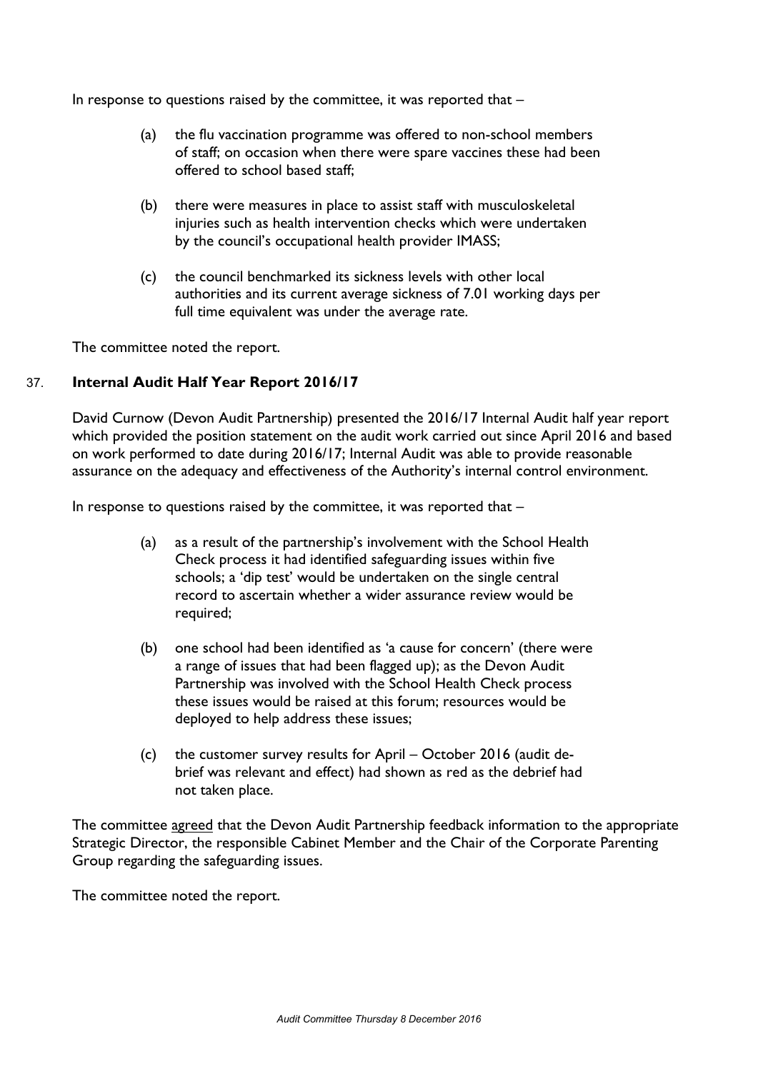In response to questions raised by the committee, it was reported that –

(a) the flu vaccination programme was offered to non-school members of staff; on occasion when there were spare vaccines these had been offered to school based staff;

(b) there were measures in place to assist staff with musculoskeletal injuries such as health intervention checks which were undertaken by the council's occupational health provider IMASS;

(c) the council benchmarked its sickness levels with other local authorities and its current average sickness of 7.01 working days per full time equivalent was under the average rate.

The committee noted the report.

## 37. Internal Audit Half Year Report 2016/17

David Curnow (Devon Audit Partnership) presented the 2016/17 Internal Audit half year report which provided the position statement on the audit work carried out since April 2016 and based on work performed to date during 2016/17; Internal Audit was able to provide reasonable assurance on the adequacy and effectiveness of the Authority's internal control environment.

In response to questions raised by the committee, it was reported that –

(a) as a result of the partnership's involvement with the School Health Check process it had identified safeguarding issues within five schools; a 'dip test' would be undertaken on the single central record to ascertain whether a wider assurance review would be required;

(b) one school had been identified as 'a cause for concern' (there were a range of issues that had been flagged up); as the Devon Audit Partnership was involved with the School Health Check process these issues would be raised at this forum; resources would be deployed to help address these issues;

(c) the customer survey results for April – October 2016 (audit de-brief was relevant and effect) had shown as red as the debrief had not taken place.

The committee agreed that the Devon Audit Partnership feedback information to the appropriate Strategic Director, the responsible Cabinet Member and the Chair of the Corporate Parenting Group regarding the safeguarding issues.

The committee noted the report.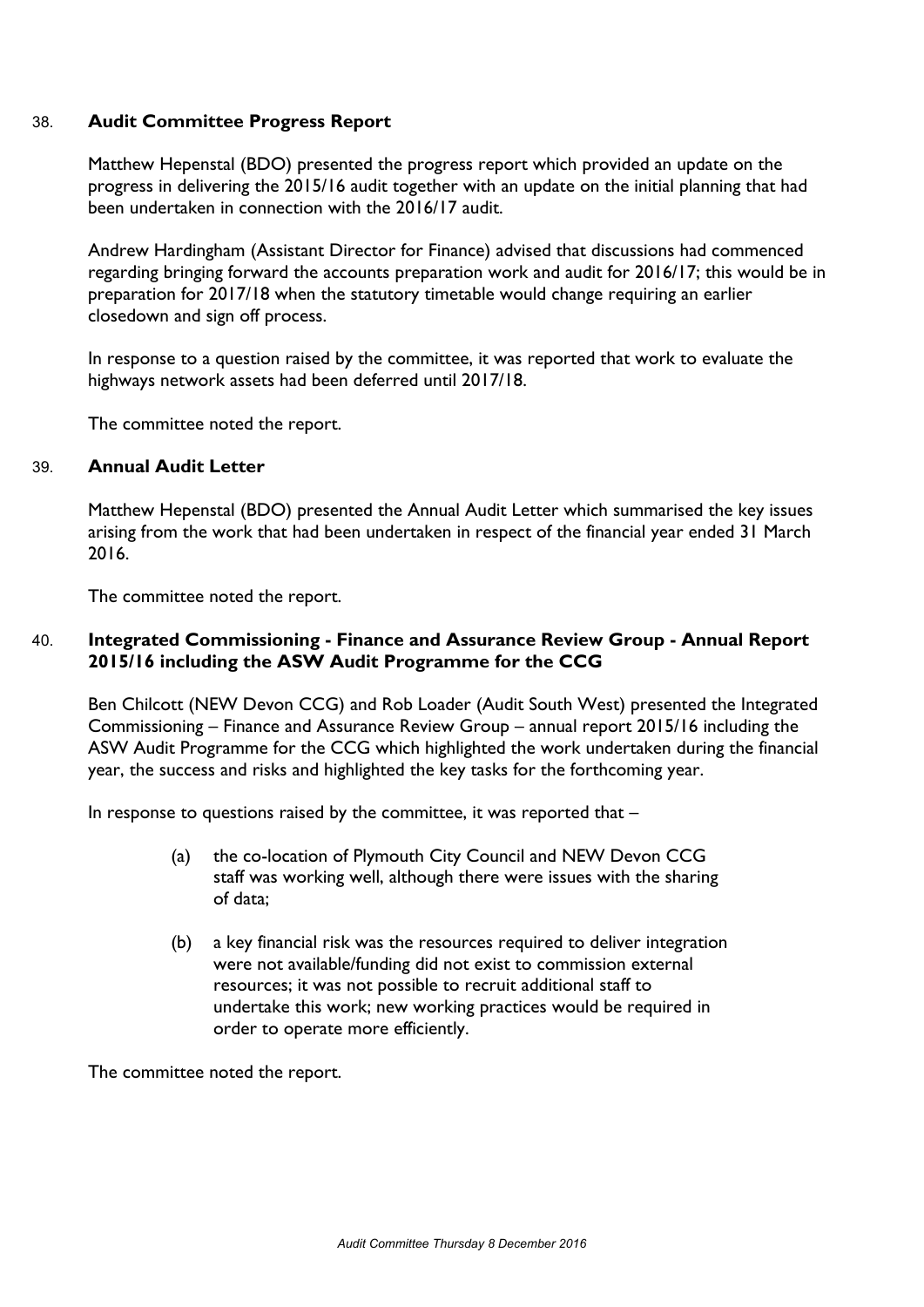## 38. Audit Committee Progress Report

Matthew Hepenstal (BDO) presented the progress report which provided an update on the progress in delivering the 2015/16 audit together with an update on the initial planning that had been undertaken in connection with the 2016/17 audit.

Andrew Hardingham (Assistant Director for Finance) advised that discussions had commenced regarding bringing forward the accounts preparation work and audit for 2016/17; this would be in preparation for 2017/18 when the statutory timetable would change requiring an earlier closedown and sign off process.

In response to a question raised by the committee, it was reported that work to evaluate the highways network assets had been deferred until 2017/18.

The committee noted the report.

## 39. Annual Audit Letter

Matthew Hepenstal (BDO) presented the Annual Audit Letter which summarised the key issues arising from the work that had been undertaken in respect of the financial year ended 31 March 2016.

The committee noted the report.

## 40. Integrated Commissioning - Finance and Assurance Review Group - Annual Report 2015/16 including the ASW Audit Programme for the CCG

Ben Chilcott (NEW Devon CCG) and Rob Loader (Audit South West) presented the Integrated Commissioning – Finance and Assurance Review Group – annual report 2015/16 including the ASW Audit Programme for the CCG which highlighted the work undertaken during the financial year, the success and risks and highlighted the key tasks for the forthcoming year.

In response to questions raised by the committee, it was reported that –

(a) the co-location of Plymouth City Council and NEW Devon CCG staff was working well, although there were issues with the sharing of data;

(b) a key financial risk was the resources required to deliver integration were not available/funding did not exist to commission external resources; it was not possible to recruit additional staff to undertake this work; new working practices would be required in order to operate more efficiently.

The committee noted the report.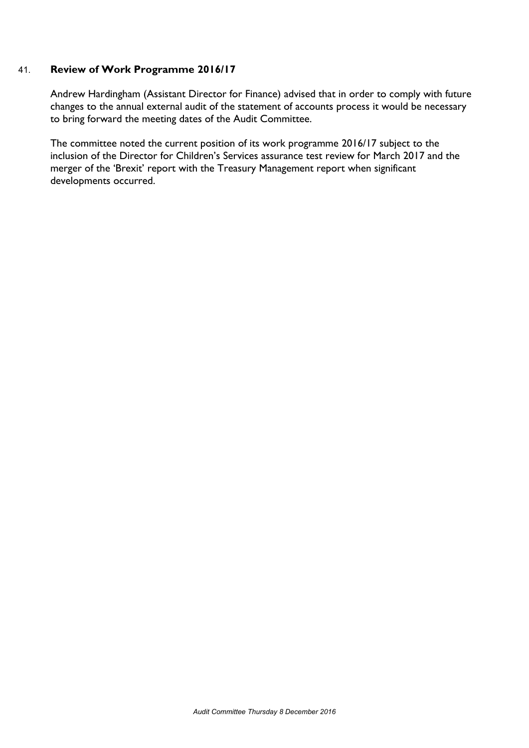41. **Review of Work Programme 2016/17**

Andrew Hardingham (Assistant Director for Finance) advised that in order to comply with future changes to the annual external audit of the statement of accounts process it would be necessary to bring forward the meeting dates of the Audit Committee.

The committee noted the current position of its work programme 2016/17 subject to the inclusion of the Director for Children's Services assurance test review for March 2017 and the merger of the 'Brexit' report with the Treasury Management report when significant developments occurred.